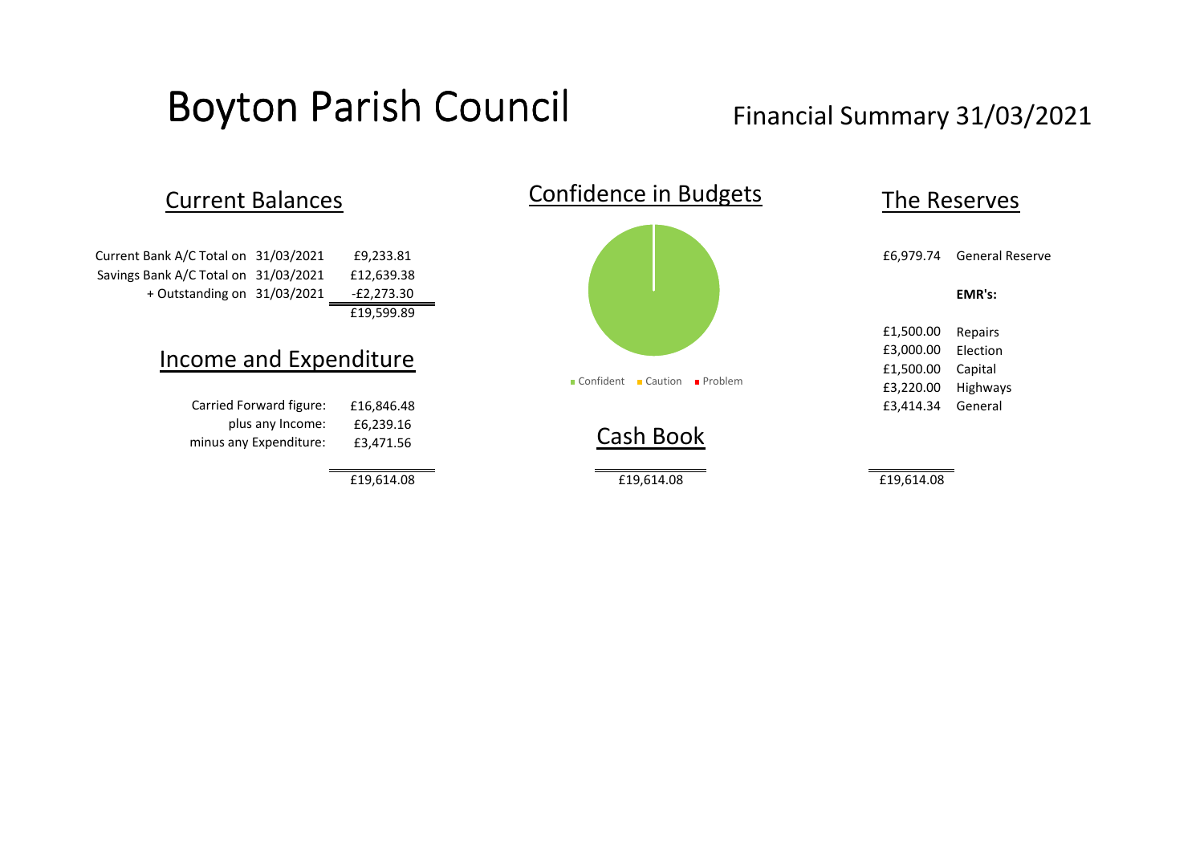# Boyton Parish Council

## Financial Summary 31/03/2021

## Current Balances

| | | |
|---|---|---|
| Current Bank A/C Total on | 31/03/2021 | £9,233.81 |
| Savings Bank A/C Total on | 31/03/2021 | £12,639.38 |
| + Outstanding on | 31/03/2021 | -£2,273.30 |
| | | £19,599.89 |

## Income and Expenditure

| | |
|---|---|
| Carried Forward figure: | £16,846.48 |
| plus any Income: | £6,239.16 |
| minus any Expenditure: | £3,471.56 |
| | £19,614.08 |

## Confidence in Budgets

Confident | Caution | Problem

## Cash Book

£19,614.08

## The Reserves

| | |
|---|---|
| £6,979.74 | General Reserve |
| | **EMR's:** |
| £1,500.00 | Repairs |
| £3,000.00 | Election |
| £1,500.00 | Capital |
| £3,220.00 | Highways |
| £3,414.34 | General |
| £19,614.08 | |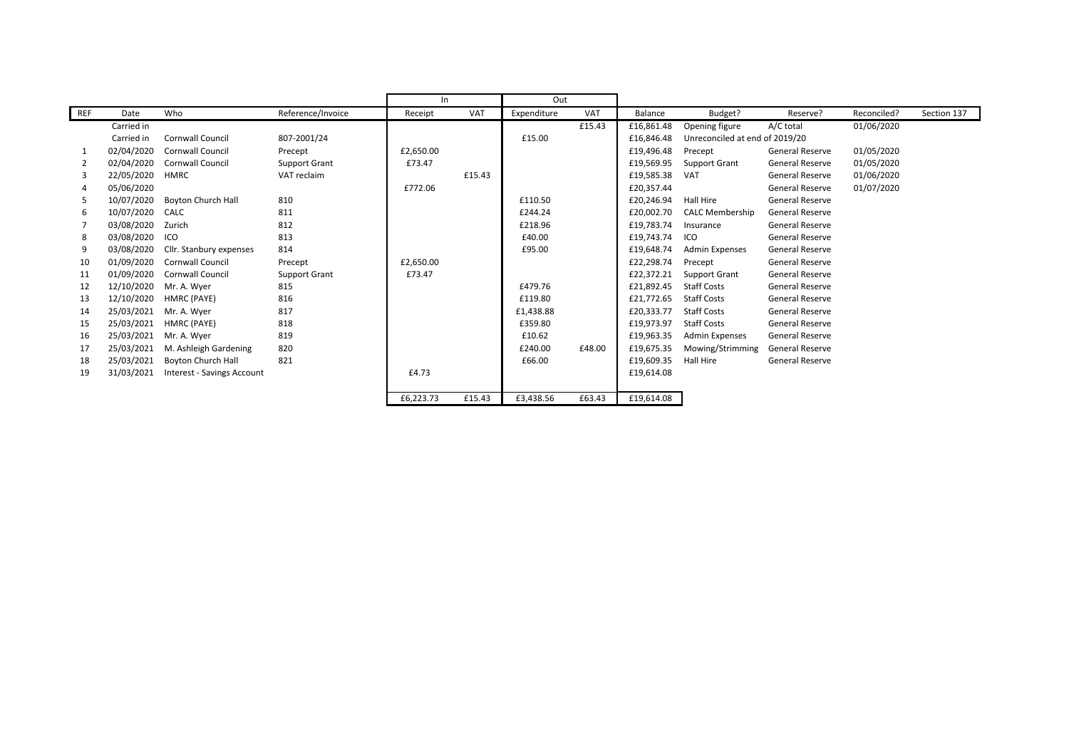| | | | | In | | Out | | | | | | |
|---|---|---|---|---|---|---|---|---|---|---|---|---|
| REF | Date | Who | Reference/Invoice | Receipt | VAT | Expenditure | VAT | Balance | Budget? | Reserve? | Reconciled? | Section 137 |
| | Carried in | | | | | | £15.43 | £16,861.48 | Opening figure | A/C total | 01/06/2020 | |
| | Carried in | Cornwall Council | 807-2001/24 | | | £15.00 | | £16,846.48 | Unreconciled at end of 2019/20 | | | |
| 1 | 02/04/2020 | Cornwall Council | Precept | £2,650.00 | | | | £19,496.48 | Precept | General Reserve | 01/05/2020 | |
| 2 | 02/04/2020 | Cornwall Council | Support Grant | £73.47 | | | | £19,569.95 | Support Grant | General Reserve | 01/05/2020 | |
| 3 | 22/05/2020 | HMRC | VAT reclaim | | £15.43 | | | £19,585.38 | VAT | General Reserve | 01/06/2020 | |
| 4 | 05/06/2020 | | | £772.06 | | | | £20,357.44 | | General Reserve | 01/07/2020 | |
| 5 | 10/07/2020 | Boyton Church Hall | 810 | | | £110.50 | | £20,246.94 | Hall Hire | General Reserve | | |
| 6 | 10/07/2020 | CALC | 811 | | | £244.24 | | £20,002.70 | CALC Membership | General Reserve | | |
| 7 | 03/08/2020 | Zurich | 812 | | | £218.96 | | £19,783.74 | Insurance | General Reserve | | |
| 8 | 03/08/2020 | ICO | 813 | | | £40.00 | | £19,743.74 | ICO | General Reserve | | |
| 9 | 03/08/2020 | Cllr. Stanbury expenses | 814 | | | £95.00 | | £19,648.74 | Admin Expenses | General Reserve | | |
| 10 | 01/09/2020 | Cornwall Council | Precept | £2,650.00 | | | | £22,298.74 | Precept | General Reserve | | |
| 11 | 01/09/2020 | Cornwall Council | Support Grant | £73.47 | | | | £22,372.21 | Support Grant | General Reserve | | |
| 12 | 12/10/2020 | Mr. A. Wyer | 815 | | | £479.76 | | £21,892.45 | Staff Costs | General Reserve | | |
| 13 | 12/10/2020 | HMRC (PAYE) | 816 | | | £119.80 | | £21,772.65 | Staff Costs | General Reserve | | |
| 14 | 25/03/2021 | Mr. A. Wyer | 817 | | | £1,438.88 | | £20,333.77 | Staff Costs | General Reserve | | |
| 15 | 25/03/2021 | HMRC (PAYE) | 818 | | | £359.80 | | £19,973.97 | Staff Costs | General Reserve | | |
| 16 | 25/03/2021 | Mr. A. Wyer | 819 | | | £10.62 | | £19,963.35 | Admin Expenses | General Reserve | | |
| 17 | 25/03/2021 | M. Ashleigh Gardening | 820 | | | £240.00 | £48.00 | £19,675.35 | Mowing/Strimming | General Reserve | | |
| 18 | 25/03/2021 | Boyton Church Hall | 821 | | | £66.00 | | £19,609.35 | Hall Hire | General Reserve | | |
| 19 | 31/03/2021 | Interest - Savings Account | | £4.73 | | | | £19,614.08 | | | | |
| | | | | £6,223.73 | £15.43 | £3,438.56 | £63.43 | £19,614.08 | | | | |